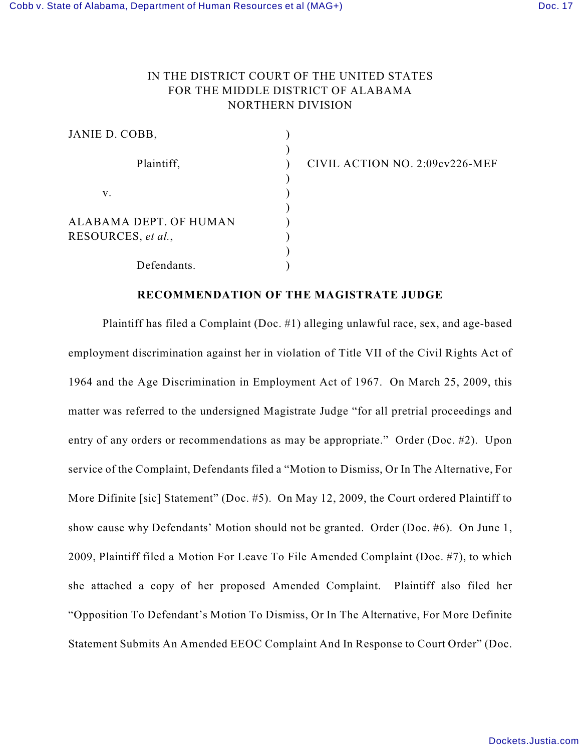IN THE DISTRICT COURT OF THE UNITED STATES
FOR THE MIDDLE DISTRICT OF ALABAMA
NORTHERN DIVISION

| | | |
|---|---|---|
| JANIE D. COBB, | ) | |
| Plaintiff, | ) | CIVIL ACTION NO. 2:09cv226-MEF |
| v. | ) | |
| ALABAMA DEPT. OF HUMAN RESOURCES, *et al.*, | ) | |
| Defendants. | ) | |

**RECOMMENDATION OF THE MAGISTRATE JUDGE**

Plaintiff has filed a Complaint (Doc. #1) alleging unlawful race, sex, and age-based employment discrimination against her in violation of Title VII of the Civil Rights Act of 1964 and the Age Discrimination in Employment Act of 1967. On March 25, 2009, this matter was referred to the undersigned Magistrate Judge "for all pretrial proceedings and entry of any orders or recommendations as may be appropriate." Order (Doc. #2). Upon service of the Complaint, Defendants filed a "Motion to Dismiss, Or In The Alternative, For More Difinite [sic] Statement" (Doc. #5). On May 12, 2009, the Court ordered Plaintiff to show cause why Defendants' Motion should not be granted. Order (Doc. #6). On June 1, 2009, Plaintiff filed a Motion For Leave To File Amended Complaint (Doc. #7), to which she attached a copy of her proposed Amended Complaint. Plaintiff also filed her "Opposition To Defendant's Motion To Dismiss, Or In The Alternative, For More Definite Statement Submits An Amended EEOC Complaint And In Response to Court Order" (Doc.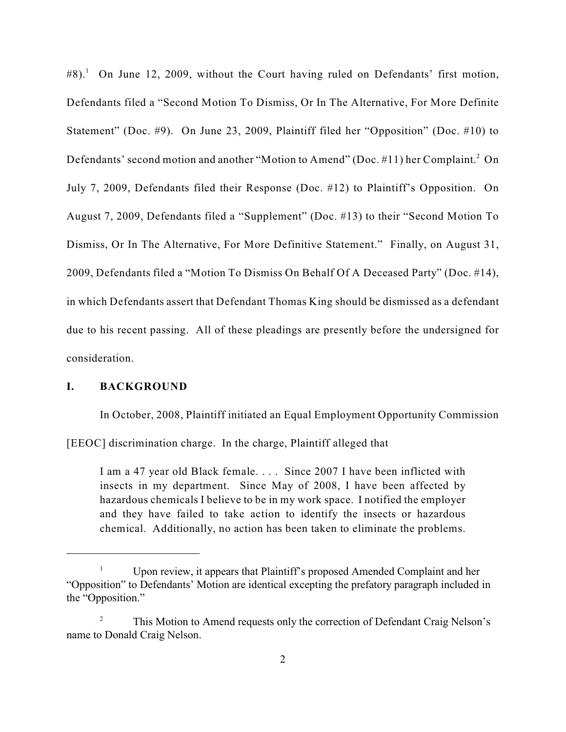#8).[1] On June 12, 2009, without the Court having ruled on Defendants' first motion, Defendants filed a "Second Motion To Dismiss, Or In The Alternative, For More Definite Statement" (Doc. #9). On June 23, 2009, Plaintiff filed her "Opposition" (Doc. #10) to Defendants' second motion and another "Motion to Amend" (Doc. #11) her Complaint.[2] On July 7, 2009, Defendants filed their Response (Doc. #12) to Plaintiff's Opposition. On August 7, 2009, Defendants filed a "Supplement" (Doc. #13) to their "Second Motion To Dismiss, Or In The Alternative, For More Definitive Statement." Finally, on August 31, 2009, Defendants filed a "Motion To Dismiss On Behalf Of A Deceased Party" (Doc. #14), in which Defendants assert that Defendant Thomas King should be dismissed as a defendant due to his recent passing. All of these pleadings are presently before the undersigned for consideration.

## I. BACKGROUND

In October, 2008, Plaintiff initiated an Equal Employment Opportunity Commission [EEOC] discrimination charge. In the charge, Plaintiff alleged that

> I am a 47 year old Black female. . . . Since 2007 I have been inflicted with insects in my department. Since May of 2008, I have been affected by hazardous chemicals I believe to be in my work space. I notified the employer and they have failed to take action to identify the insects or hazardous chemical. Additionally, no action has been taken to eliminate the problems.

---

[1] Upon review, it appears that Plaintiff's proposed Amended Complaint and her "Opposition" to Defendants' Motion are identical excepting the prefatory paragraph included in the "Opposition."

[2] This Motion to Amend requests only the correction of Defendant Craig Nelson's name to Donald Craig Nelson.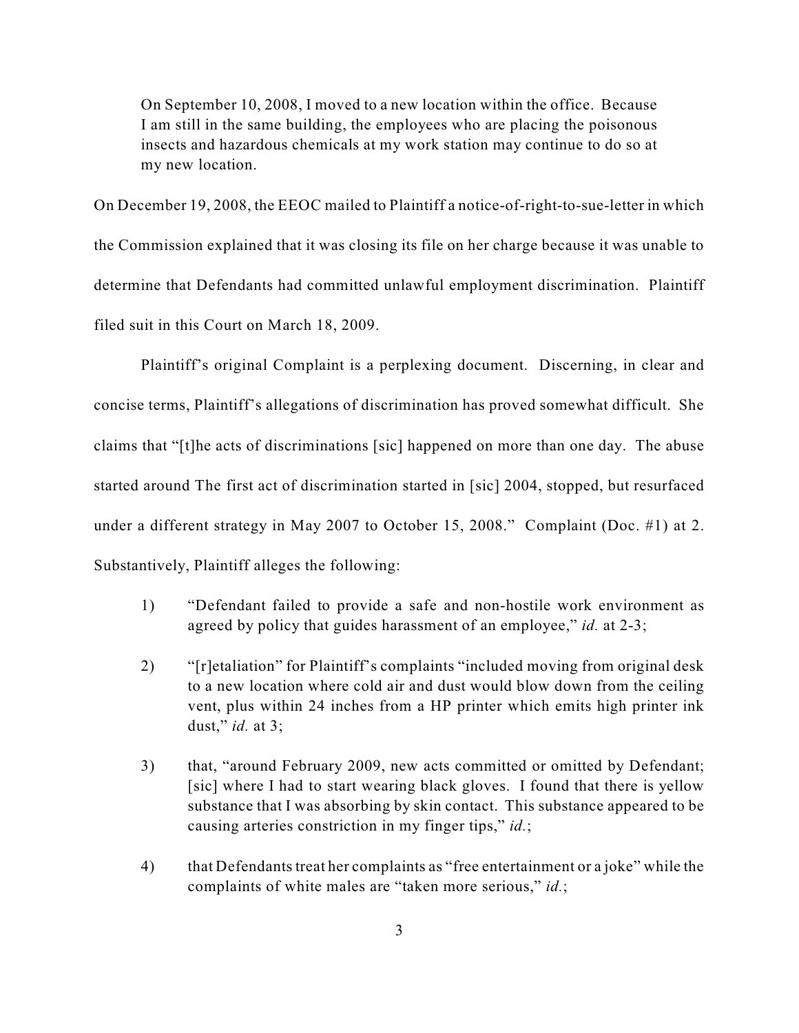> On September 10, 2008, I moved to a new location within the office. Because I am still in the same building, the employees who are placing the poisonous insects and hazardous chemicals at my work station may continue to do so at my new location.

On December 19, 2008, the EEOC mailed to Plaintiff a notice-of-right-to-sue-letter in which the Commission explained that it was closing its file on her charge because it was unable to determine that Defendants had committed unlawful employment discrimination. Plaintiff filed suit in this Court on March 18, 2009.

Plaintiff's original Complaint is a perplexing document. Discerning, in clear and concise terms, Plaintiff's allegations of discrimination has proved somewhat difficult. She claims that "[t]he acts of discriminations [sic] happened on more than one day. The abuse started around The first act of discrimination started in [sic] 2004, stopped, but resurfaced under a different strategy in May 2007 to October 15, 2008." Complaint (Doc. #1) at 2. Substantively, Plaintiff alleges the following:

1) "Defendant failed to provide a safe and non-hostile work environment as agreed by policy that guides harassment of an employee," *id.* at 2-3;

2) "[r]etaliation" for Plaintiff's complaints "included moving from original desk to a new location where cold air and dust would blow down from the ceiling vent, plus within 24 inches from a HP printer which emits high printer ink dust," *id.* at 3;

3) that, "around February 2009, new acts committed or omitted by Defendant; [sic] where I had to start wearing black gloves. I found that there is yellow substance that I was absorbing by skin contact. This substance appeared to be causing arteries constriction in my finger tips," *id.*;

4) that Defendants treat her complaints as "free entertainment or a joke" while the complaints of white males are "taken more serious," *id.*;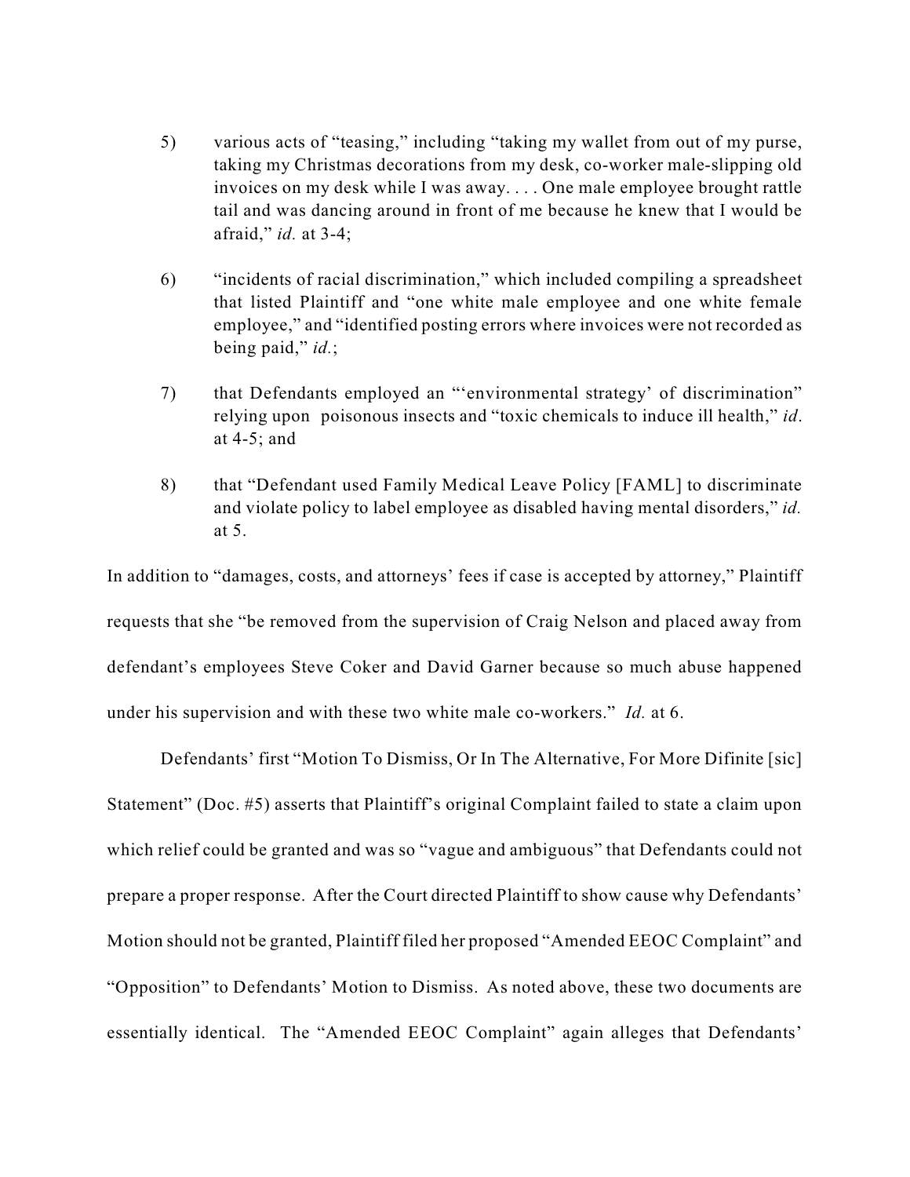5) various acts of "teasing," including "taking my wallet from out of my purse, taking my Christmas decorations from my desk, co-worker male-slipping old invoices on my desk while I was away. . . . One male employee brought rattle tail and was dancing around in front of me because he knew that I would be afraid," *id.* at 3-4;

6) "incidents of racial discrimination," which included compiling a spreadsheet that listed Plaintiff and "one white male employee and one white female employee," and "identified posting errors where invoices were not recorded as being paid," *id.*;

7) that Defendants employed an "'environmental strategy' of discrimination" relying upon poisonous insects and "toxic chemicals to induce ill health," *id*. at 4-5; and

8) that "Defendant used Family Medical Leave Policy [FAML] to discriminate and violate policy to label employee as disabled having mental disorders," *id.* at 5.

In addition to "damages, costs, and attorneys' fees if case is accepted by attorney," Plaintiff requests that she "be removed from the supervision of Craig Nelson and placed away from defendant's employees Steve Coker and David Garner because so much abuse happened under his supervision and with these two white male co-workers." *Id.* at 6.

Defendants' first "Motion To Dismiss, Or In The Alternative, For More Difinite [sic] Statement" (Doc. #5) asserts that Plaintiff's original Complaint failed to state a claim upon which relief could be granted and was so "vague and ambiguous" that Defendants could not prepare a proper response. After the Court directed Plaintiff to show cause why Defendants' Motion should not be granted, Plaintiff filed her proposed "Amended EEOC Complaint" and "Opposition" to Defendants' Motion to Dismiss. As noted above, these two documents are essentially identical. The "Amended EEOC Complaint" again alleges that Defendants'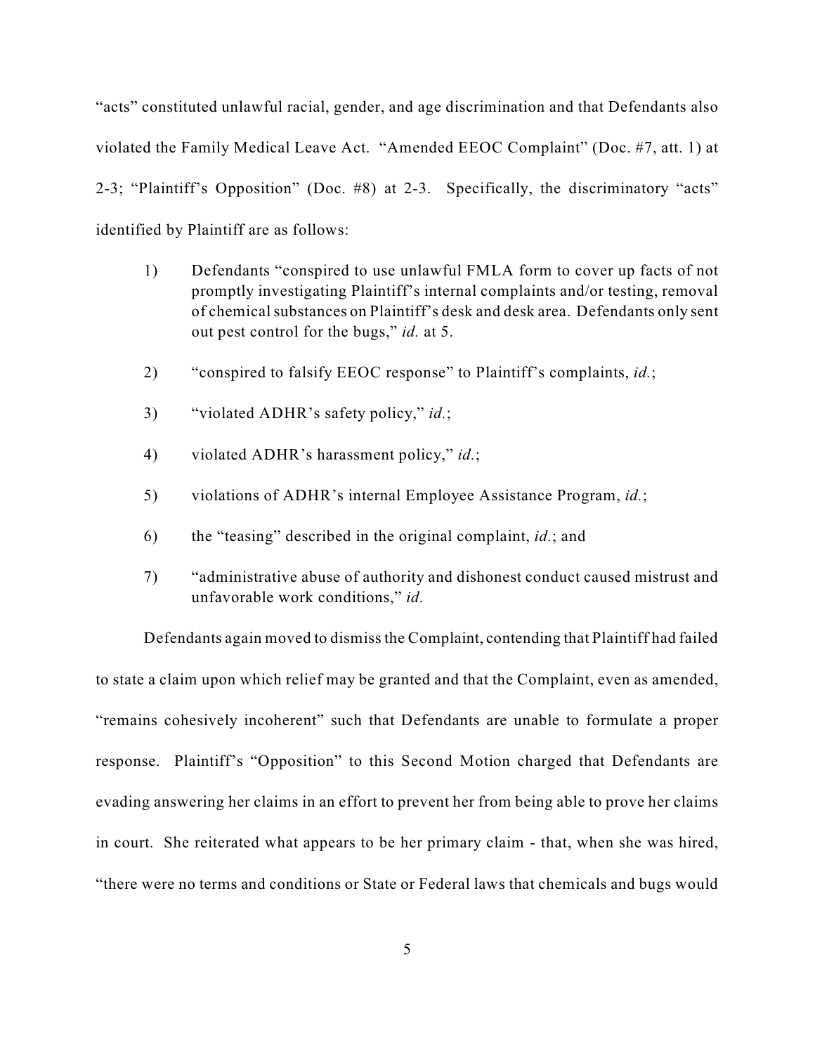"acts" constituted unlawful racial, gender, and age discrimination and that Defendants also violated the Family Medical Leave Act. "Amended EEOC Complaint" (Doc. #7, att. 1) at 2-3; "Plaintiff's Opposition" (Doc. #8) at 2-3. Specifically, the discriminatory "acts" identified by Plaintiff are as follows:

1) Defendants "conspired to use unlawful FMLA form to cover up facts of not promptly investigating Plaintiff's internal complaints and/or testing, removal of chemical substances on Plaintiff's desk and desk area. Defendants only sent out pest control for the bugs," *id.* at 5.

2) "conspired to falsify EEOC response" to Plaintiff's complaints, *id.*;

3) "violated ADHR's safety policy," *id.*;

4) violated ADHR's harassment policy," *id.*;

5) violations of ADHR's internal Employee Assistance Program, *id.*;

6) the "teasing" described in the original complaint, *id.*; and

7) "administrative abuse of authority and dishonest conduct caused mistrust and unfavorable work conditions," *id.*

Defendants again moved to dismiss the Complaint, contending that Plaintiff had failed to state a claim upon which relief may be granted and that the Complaint, even as amended, "remains cohesively incoherent" such that Defendants are unable to formulate a proper response. Plaintiff's "Opposition" to this Second Motion charged that Defendants are evading answering her claims in an effort to prevent her from being able to prove her claims in court. She reiterated what appears to be her primary claim - that, when she was hired, "there were no terms and conditions or State or Federal laws that chemicals and bugs would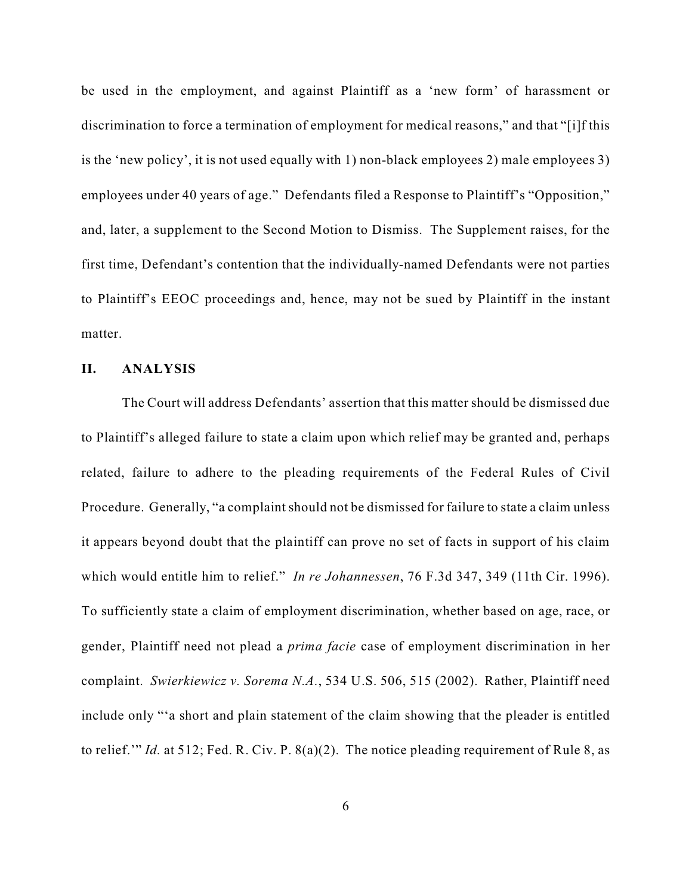be used in the employment, and against Plaintiff as a 'new form' of harassment or discrimination to force a termination of employment for medical reasons," and that "[i]f this is the 'new policy', it is not used equally with 1) non-black employees 2) male employees 3) employees under 40 years of age." Defendants filed a Response to Plaintiff's "Opposition," and, later, a supplement to the Second Motion to Dismiss. The Supplement raises, for the first time, Defendant's contention that the individually-named Defendants were not parties to Plaintiff's EEOC proceedings and, hence, may not be sued by Plaintiff in the instant matter.

## II. ANALYSIS

The Court will address Defendants' assertion that this matter should be dismissed due to Plaintiff's alleged failure to state a claim upon which relief may be granted and, perhaps related, failure to adhere to the pleading requirements of the Federal Rules of Civil Procedure. Generally, "a complaint should not be dismissed for failure to state a claim unless it appears beyond doubt that the plaintiff can prove no set of facts in support of his claim which would entitle him to relief." *In re Johannessen*, 76 F.3d 347, 349 (11th Cir. 1996). To sufficiently state a claim of employment discrimination, whether based on age, race, or gender, Plaintiff need not plead a *prima facie* case of employment discrimination in her complaint. *Swierkiewicz v. Sorema N.A.*, 534 U.S. 506, 515 (2002). Rather, Plaintiff need include only "'a short and plain statement of the claim showing that the pleader is entitled to relief.'" *Id.* at 512; Fed. R. Civ. P. 8(a)(2). The notice pleading requirement of Rule 8, as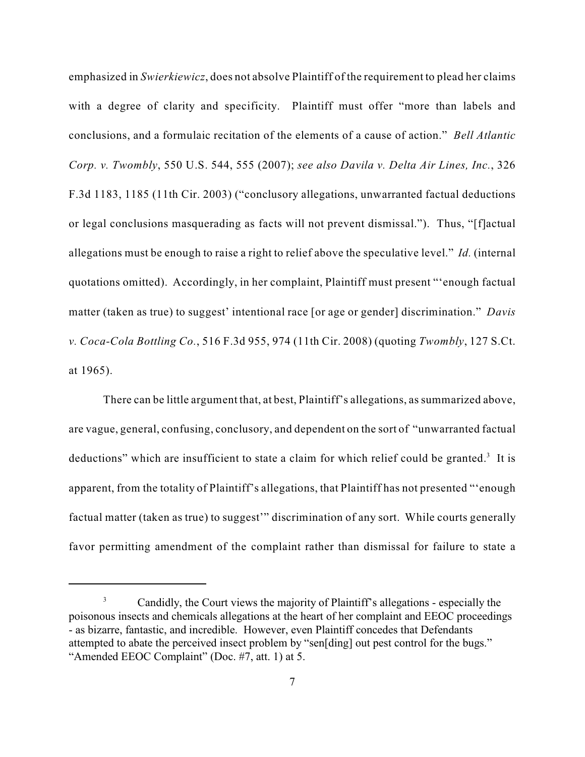emphasized in *Swierkiewicz*, does not absolve Plaintiff of the requirement to plead her claims with a degree of clarity and specificity. Plaintiff must offer "more than labels and conclusions, and a formulaic recitation of the elements of a cause of action." *Bell Atlantic Corp. v. Twombly*, 550 U.S. 544, 555 (2007); *see also Davila v. Delta Air Lines, Inc.*, 326 F.3d 1183, 1185 (11th Cir. 2003) ("conclusory allegations, unwarranted factual deductions or legal conclusions masquerading as facts will not prevent dismissal."). Thus, "[f]actual allegations must be enough to raise a right to relief above the speculative level." *Id.* (internal quotations omitted). Accordingly, in her complaint, Plaintiff must present "'enough factual matter (taken as true) to suggest' intentional race [or age or gender] discrimination." *Davis v. Coca-Cola Bottling Co.*, 516 F.3d 955, 974 (11th Cir. 2008) (quoting *Twombly*, 127 S.Ct. at 1965).

There can be little argument that, at best, Plaintiff's allegations, as summarized above, are vague, general, confusing, conclusory, and dependent on the sort of "unwarranted factual deductions" which are insufficient to state a claim for which relief could be granted.[3] It is apparent, from the totality of Plaintiff's allegations, that Plaintiff has not presented "'enough factual matter (taken as true) to suggest'" discrimination of any sort. While courts generally favor permitting amendment of the complaint rather than dismissal for failure to state a

---

[3] Candidly, the Court views the majority of Plaintiff's allegations - especially the poisonous insects and chemicals allegations at the heart of her complaint and EEOC proceedings - as bizarre, fantastic, and incredible. However, even Plaintiff concedes that Defendants attempted to abate the perceived insect problem by "sen[ding] out pest control for the bugs." "Amended EEOC Complaint" (Doc. #7, att. 1) at 5.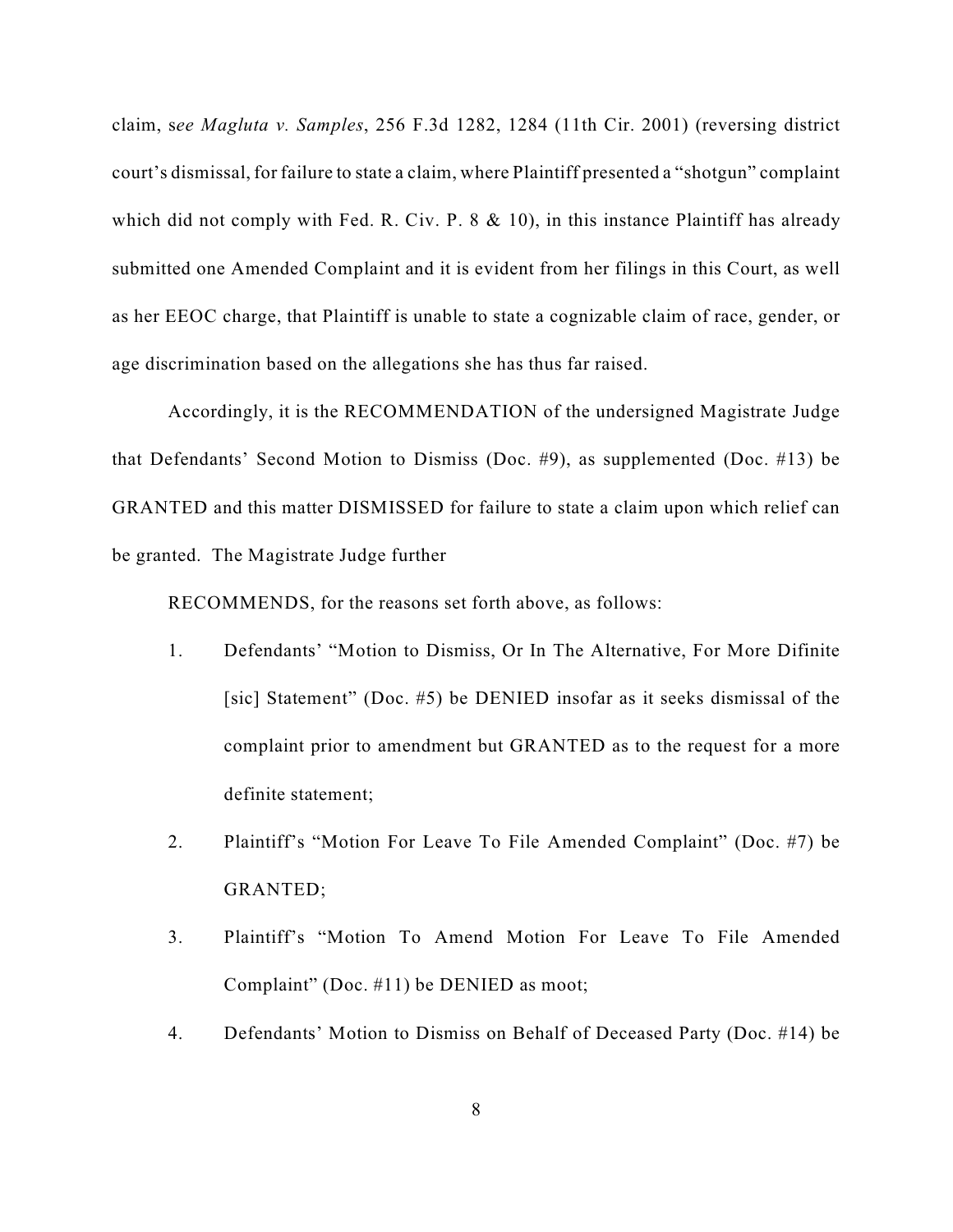claim, s*ee Magluta v. Samples*, 256 F.3d 1282, 1284 (11th Cir. 2001) (reversing district court's dismissal, for failure to state a claim, where Plaintiff presented a "shotgun" complaint which did not comply with Fed. R. Civ. P. 8 & 10), in this instance Plaintiff has already submitted one Amended Complaint and it is evident from her filings in this Court, as well as her EEOC charge, that Plaintiff is unable to state a cognizable claim of race, gender, or age discrimination based on the allegations she has thus far raised.

Accordingly, it is the RECOMMENDATION of the undersigned Magistrate Judge that Defendants' Second Motion to Dismiss (Doc. #9), as supplemented (Doc. #13) be GRANTED and this matter DISMISSED for failure to state a claim upon which relief can be granted. The Magistrate Judge further

RECOMMENDS, for the reasons set forth above, as follows:

1. Defendants' "Motion to Dismiss, Or In The Alternative, For More Difinite [sic] Statement" (Doc. #5) be DENIED insofar as it seeks dismissal of the complaint prior to amendment but GRANTED as to the request for a more definite statement;
2. Plaintiff's "Motion For Leave To File Amended Complaint" (Doc. #7) be GRANTED;
3. Plaintiff's "Motion To Amend Motion For Leave To File Amended Complaint" (Doc. #11) be DENIED as moot;
4. Defendants' Motion to Dismiss on Behalf of Deceased Party (Doc. #14) be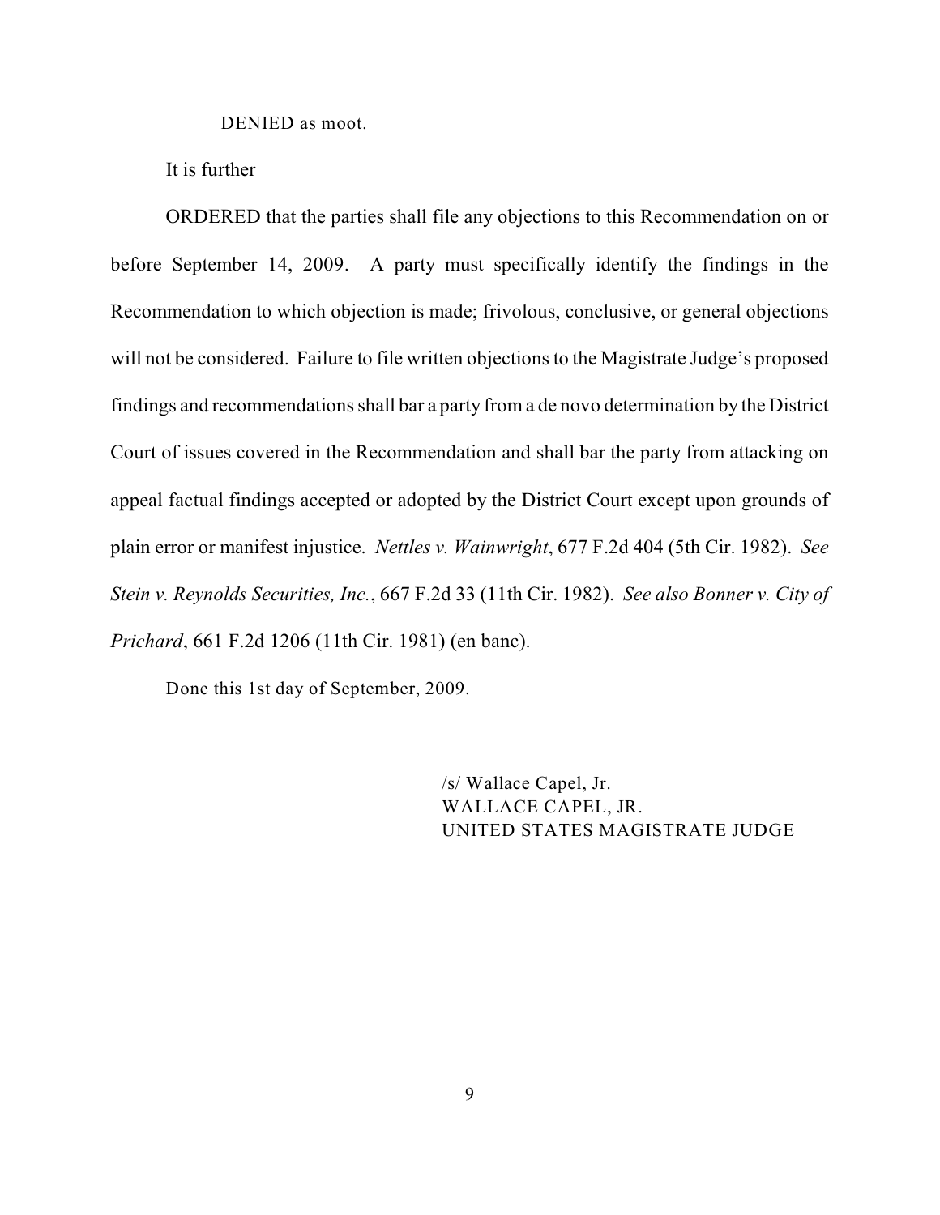DENIED as moot.

It is further

ORDERED that the parties shall file any objections to this Recommendation on or before September 14, 2009. A party must specifically identify the findings in the Recommendation to which objection is made; frivolous, conclusive, or general objections will not be considered. Failure to file written objections to the Magistrate Judge's proposed findings and recommendations shall bar a party from a de novo determination by the District Court of issues covered in the Recommendation and shall bar the party from attacking on appeal factual findings accepted or adopted by the District Court except upon grounds of plain error or manifest injustice. *Nettles v. Wainwright*, 677 F.2d 404 (5th Cir. 1982). *See Stein v. Reynolds Securities, Inc.*, 667 F.2d 33 (11th Cir. 1982). *See also Bonner v. City of Prichard*, 661 F.2d 1206 (11th Cir. 1981) (en banc).

Done this 1st day of September, 2009.

/s/ Wallace Capel, Jr.
WALLACE CAPEL, JR.
UNITED STATES MAGISTRATE JUDGE